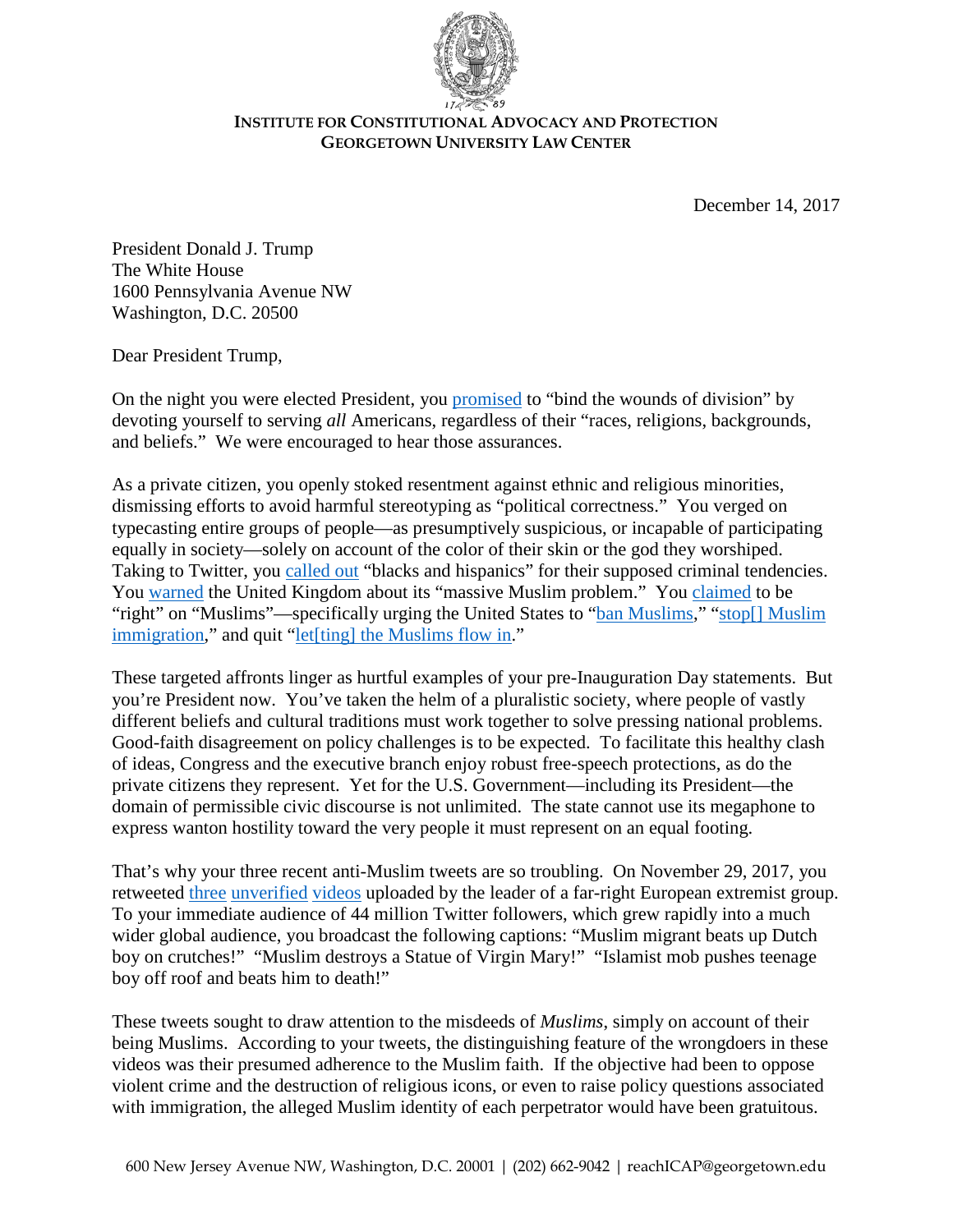**INSTITUTE FOR CONSTITUTIONAL ADVOCACY AND PROTECTION**
**GEORGETOWN UNIVERSITY LAW CENTER**

December 14, 2017

President Donald J. Trump
The White House
1600 Pennsylvania Avenue NW
Washington, D.C. 20500

Dear President Trump,

On the night you were elected President, you promised to "bind the wounds of division" by devoting yourself to serving *all* Americans, regardless of their "races, religions, backgrounds, and beliefs." We were encouraged to hear those assurances.

As a private citizen, you openly stoked resentment against ethnic and religious minorities, dismissing efforts to avoid harmful stereotyping as "political correctness." You verged on typecasting entire groups of people—as presumptively suspicious, or incapable of participating equally in society—solely on account of the color of their skin or the god they worshiped. Taking to Twitter, you called out "blacks and hispanics" for their supposed criminal tendencies. You warned the United Kingdom about its "massive Muslim problem." You claimed to be "right" on "Muslims"—specifically urging the United States to "ban Muslims," "stop[] Muslim immigration," and quit "let[ting] the Muslims flow in."

These targeted affronts linger as hurtful examples of your pre-Inauguration Day statements. But you're President now. You've taken the helm of a pluralistic society, where people of vastly different beliefs and cultural traditions must work together to solve pressing national problems. Good-faith disagreement on policy challenges is to be expected. To facilitate this healthy clash of ideas, Congress and the executive branch enjoy robust free-speech protections, as do the private citizens they represent. Yet for the U.S. Government—including its President—the domain of permissible civic discourse is not unlimited. The state cannot use its megaphone to express wanton hostility toward the very people it must represent on an equal footing.

That's why your three recent anti-Muslim tweets are so troubling. On November 29, 2017, you retweeted three unverified videos uploaded by the leader of a far-right European extremist group. To your immediate audience of 44 million Twitter followers, which grew rapidly into a much wider global audience, you broadcast the following captions: "Muslim migrant beats up Dutch boy on crutches!" "Muslim destroys a Statue of Virgin Mary!" "Islamist mob pushes teenage boy off roof and beats him to death!"

These tweets sought to draw attention to the misdeeds of *Muslims*, simply on account of their being Muslims. According to your tweets, the distinguishing feature of the wrongdoers in these videos was their presumed adherence to the Muslim faith. If the objective had been to oppose violent crime and the destruction of religious icons, or even to raise policy questions associated with immigration, the alleged Muslim identity of each perpetrator would have been gratuitous.

600 New Jersey Avenue NW, Washington, D.C. 20001 | (202) 662-9042 | reachICAP@georgetown.edu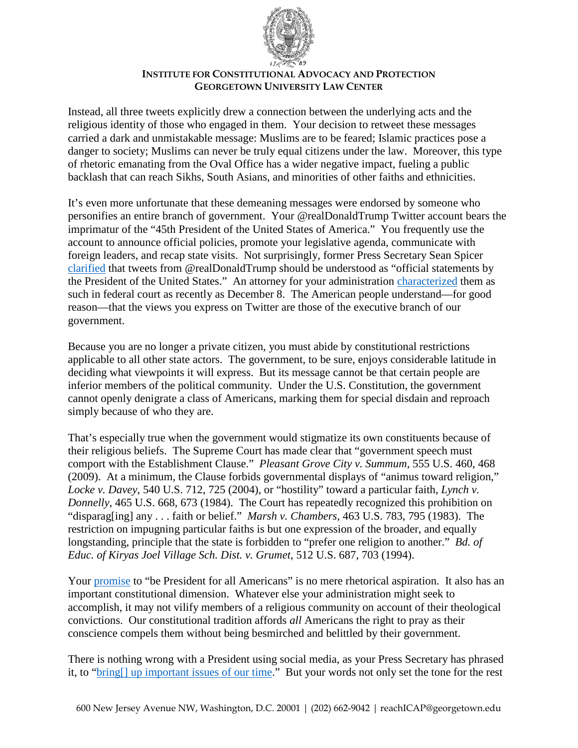Instead, all three tweets explicitly drew a connection between the underlying acts and the religious identity of those who engaged in them. Your decision to retweet these messages carried a dark and unmistakable message: Muslims are to be feared; Islamic practices pose a danger to society; Muslims can never be truly equal citizens under the law. Moreover, this type of rhetoric emanating from the Oval Office has a wider negative impact, fueling a public backlash that can reach Sikhs, South Asians, and minorities of other faiths and ethnicities.

It's even more unfortunate that these demeaning messages were endorsed by someone who personifies an entire branch of government. Your @realDonaldTrump Twitter account bears the imprimatur of the "45th President of the United States of America." You frequently use the account to announce official policies, promote your legislative agenda, communicate with foreign leaders, and recap state visits. Not surprisingly, former Press Secretary Sean Spicer clarified that tweets from @realDonaldTrump should be understood as "official statements by the President of the United States." An attorney for your administration characterized them as such in federal court as recently as December 8. The American people understand—for good reason—that the views you express on Twitter are those of the executive branch of our government.

Because you are no longer a private citizen, you must abide by constitutional restrictions applicable to all other state actors. The government, to be sure, enjoys considerable latitude in deciding what viewpoints it will express. But its message cannot be that certain people are inferior members of the political community. Under the U.S. Constitution, the government cannot openly denigrate a class of Americans, marking them for special disdain and reproach simply because of who they are.

That's especially true when the government would stigmatize its own constituents because of their religious beliefs. The Supreme Court has made clear that "government speech must comport with the Establishment Clause." *Pleasant Grove City v. Summum*, 555 U.S. 460, 468 (2009). At a minimum, the Clause forbids governmental displays of "animus toward religion," *Locke v. Davey*, 540 U.S. 712, 725 (2004), or "hostility" toward a particular faith, *Lynch v. Donnelly*, 465 U.S. 668, 673 (1984). The Court has repeatedly recognized this prohibition on "disparag[ing] any . . . faith or belief." *Marsh v. Chambers*, 463 U.S. 783, 795 (1983). The restriction on impugning particular faiths is but one expression of the broader, and equally longstanding, principle that the state is forbidden to "prefer one religion to another." *Bd. of Educ. of Kiryas Joel Village Sch. Dist. v. Grumet*, 512 U.S. 687, 703 (1994).

Your promise to "be President for all Americans" is no mere rhetorical aspiration. It also has an important constitutional dimension. Whatever else your administration might seek to accomplish, it may not vilify members of a religious community on account of their theological convictions. Our constitutional tradition affords *all* Americans the right to pray as their conscience compels them without being besmirched and belittled by their government.

There is nothing wrong with a President using social media, as your Press Secretary has phrased it, to "bring[] up important issues of our time." But your words not only set the tone for the rest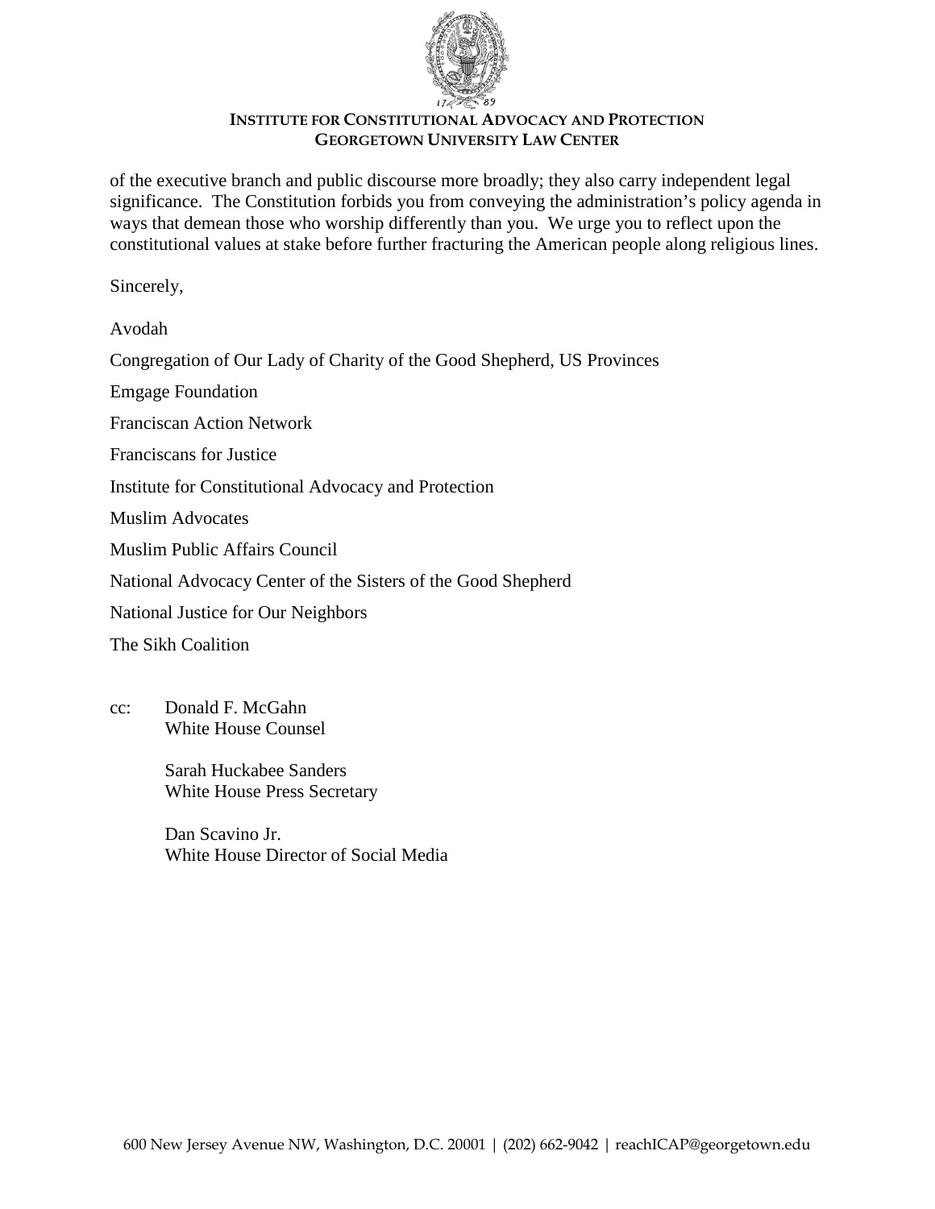of the executive branch and public discourse more broadly; they also carry independent legal significance. The Constitution forbids you from conveying the administration's policy agenda in ways that demean those who worship differently than you. We urge you to reflect upon the constitutional values at stake before further fracturing the American people along religious lines.

Sincerely,

Avodah

Congregation of Our Lady of Charity of the Good Shepherd, US Provinces

Emgage Foundation

Franciscan Action Network

Franciscans for Justice

Institute for Constitutional Advocacy and Protection

Muslim Advocates

Muslim Public Affairs Council

National Advocacy Center of the Sisters of the Good Shepherd

National Justice for Our Neighbors

The Sikh Coalition

cc: Donald F. McGahn
White House Counsel

Sarah Huckabee Sanders
White House Press Secretary

Dan Scavino Jr.
White House Director of Social Media